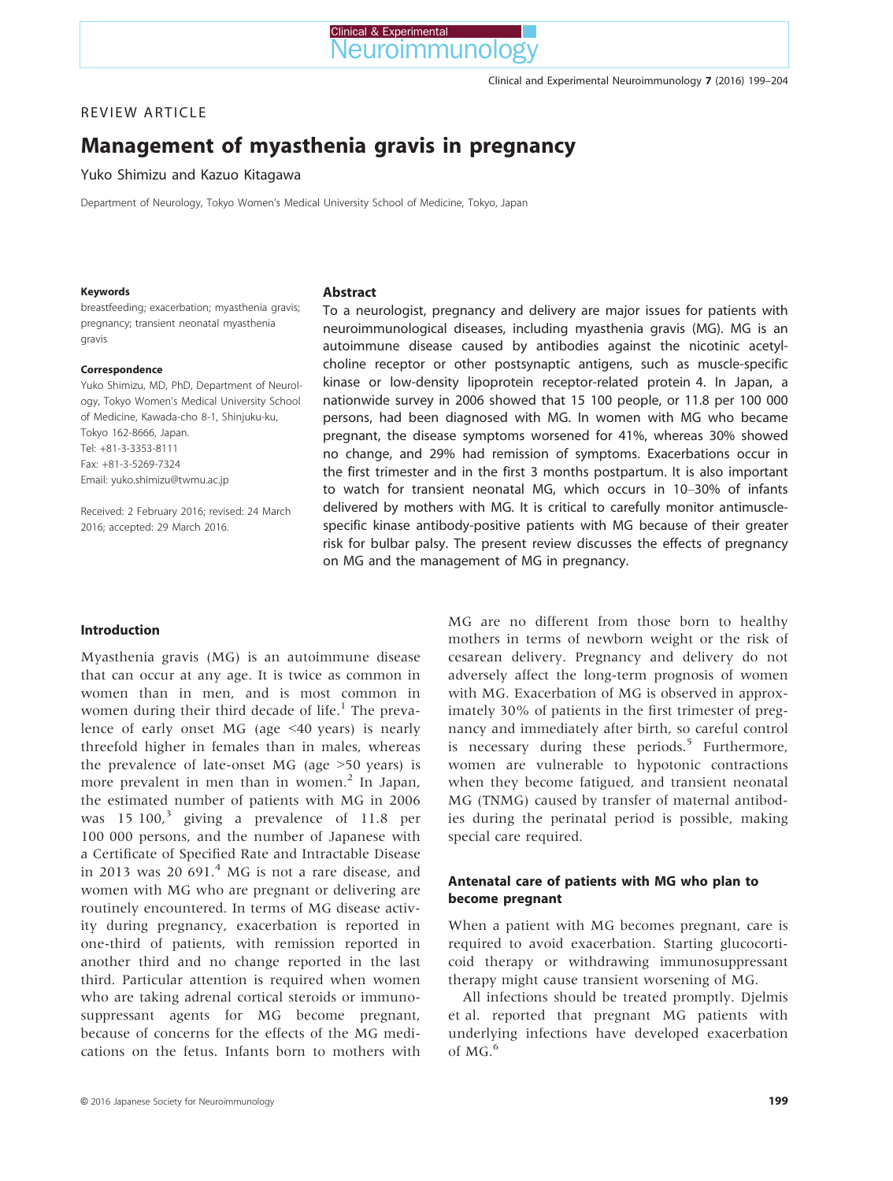REVIEW ARTICLE

# Management of myasthenia gravis in pregnancy

Yuko Shimizu and Kazuo Kitagawa

Department of Neurology, Tokyo Women's Medical University School of Medicine, Tokyo, Japan

**Keywords**

breastfeeding; exacerbation; myasthenia gravis; pregnancy; transient neonatal myasthenia gravis

**Correspondence**

Yuko Shimizu, MD, PhD, Department of Neurology, Tokyo Women's Medical University School of Medicine, Kawada-cho 8-1, Shinjuku-ku, Tokyo 162-8666, Japan.
Tel: +81-3-3353-8111
Fax: +81-3-5269-7324
Email: yuko.shimizu@twmu.ac.jp

Received: 2 February 2016; revised: 24 March 2016; accepted: 29 March 2016.

## Abstract

To a neurologist, pregnancy and delivery are major issues for patients with neuroimmunological diseases, including myasthenia gravis (MG). MG is an autoimmune disease caused by antibodies against the nicotinic acetylcholine receptor or other postsynaptic antigens, such as muscle-specific kinase or low-density lipoprotein receptor-related protein 4. In Japan, a nationwide survey in 2006 showed that 15 100 people, or 11.8 per 100 000 persons, had been diagnosed with MG. In women with MG who became pregnant, the disease symptoms worsened for 41%, whereas 30% showed no change, and 29% had remission of symptoms. Exacerbations occur in the first trimester and in the first 3 months postpartum. It is also important to watch for transient neonatal MG, which occurs in 10–30% of infants delivered by mothers with MG. It is critical to carefully monitor antimuscle-specific kinase antibody-positive patients with MG because of their greater risk for bulbar palsy. The present review discusses the effects of pregnancy on MG and the management of MG in pregnancy.

## Introduction

Myasthenia gravis (MG) is an autoimmune disease that can occur at any age. It is twice as common in women than in men, and is most common in women during their third decade of life.[1] The prevalence of early onset MG (age <40 years) is nearly threefold higher in females than in males, whereas the prevalence of late-onset MG (age >50 years) is more prevalent in men than in women.[2] In Japan, the estimated number of patients with MG in 2006 was 15 100,[3] giving a prevalence of 11.8 per 100 000 persons, and the number of Japanese with a Certificate of Specified Rate and Intractable Disease in 2013 was 20 691.[4] MG is not a rare disease, and women with MG who are pregnant or delivering are routinely encountered. In terms of MG disease activity during pregnancy, exacerbation is reported in one-third of patients, with remission reported in another third and no change reported in the last third. Particular attention is required when women who are taking adrenal cortical steroids or immunosuppressant agents for MG become pregnant, because of concerns for the effects of the MG medications on the fetus. Infants born to mothers with MG are no different from those born to healthy mothers in terms of newborn weight or the risk of cesarean delivery. Pregnancy and delivery do not adversely affect the long-term prognosis of women with MG. Exacerbation of MG is observed in approximately 30% of patients in the first trimester of pregnancy and immediately after birth, so careful control is necessary during these periods.[5] Furthermore, women are vulnerable to hypotonic contractions when they become fatigued, and transient neonatal MG (TNMG) caused by transfer of maternal antibodies during the perinatal period is possible, making special care required.

### Antenatal care of patients with MG who plan to become pregnant

When a patient with MG becomes pregnant, care is required to avoid exacerbation. Starting glucocorticoid therapy or withdrawing immunosuppressant therapy might cause transient worsening of MG.

All infections should be treated promptly. Djelmis et al. reported that pregnant MG patients with underlying infections have developed exacerbation of MG.[6]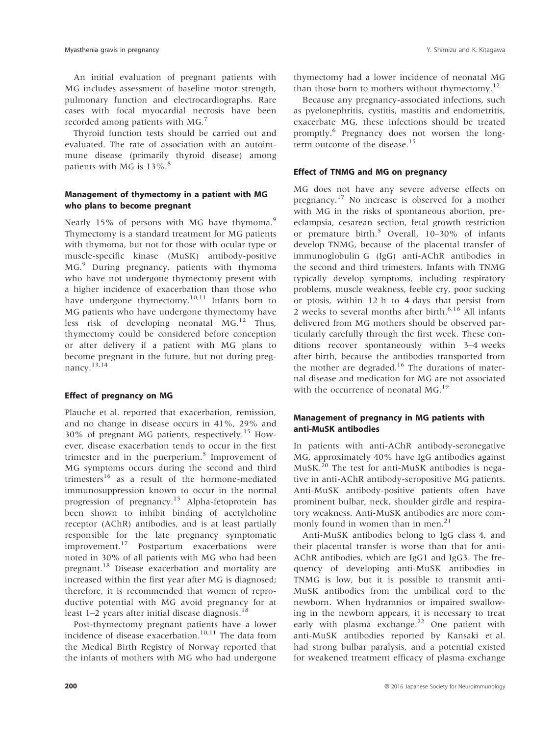An initial evaluation of pregnant patients with MG includes assessment of baseline motor strength, pulmonary function and electrocardiographs. Rare cases with focal myocardial necrosis have been recorded among patients with MG.[7]

Thyroid function tests should be carried out and evaluated. The rate of association with an autoimmune disease (primarily thyroid disease) among patients with MG is 13%.[8]

### Management of thymectomy in a patient with MG who plans to become pregnant

Nearly 15% of persons with MG have thymoma.[9] Thymectomy is a standard treatment for MG patients with thymoma, but not for those with ocular type or muscle-specific kinase (MuSK) antibody-positive MG.[9] During pregnancy, patients with thymoma who have not undergone thymectomy present with a higher incidence of exacerbation than those who have undergone thymectomy.[10,11] Infants born to MG patients who have undergone thymectomy have less risk of developing neonatal MG.[12] Thus, thymectomy could be considered before conception or after delivery if a patient with MG plans to become pregnant in the future, but not during pregnancy.[13,14]

### Effect of pregnancy on MG

Plauche et al. reported that exacerbation, remission, and no change in disease occurs in 41%, 29% and 30% of pregnant MG patients, respectively.[15] However, disease exacerbation tends to occur in the first trimester and in the puerperium.[5] Improvement of MG symptoms occurs during the second and third trimesters[16] as a result of the hormone-mediated immunosuppression known to occur in the normal progression of pregnancy.[15] Alpha-fetoprotein has been shown to inhibit binding of acetylcholine receptor (AChR) antibodies, and is at least partially responsible for the late pregnancy symptomatic improvement.[17] Postpartum exacerbations were noted in 30% of all patients with MG who had been pregnant.[18] Disease exacerbation and mortality are increased within the first year after MG is diagnosed; therefore, it is recommended that women of reproductive potential with MG avoid pregnancy for at least 1–2 years after initial disease diagnosis.[18]

Post-thymectomy pregnant patients have a lower incidence of disease exacerbation.[10,11] The data from the Medical Birth Registry of Norway reported that the infants of mothers with MG who had undergone thymectomy had a lower incidence of neonatal MG than those born to mothers without thymectomy.[12]

Because any pregnancy-associated infections, such as pyelonephritis, cystitis, mastitis and endometritis, exacerbate MG, these infections should be treated promptly.[6] Pregnancy does not worsen the long-term outcome of the disease.[15]

### Effect of TNMG and MG on pregnancy

MG does not have any severe adverse effects on pregnancy.[17] No increase is observed for a mother with MG in the risks of spontaneous abortion, pre-eclampsia, cesarean section, fetal growth restriction or premature birth.[5] Overall, 10–30% of infants develop TNMG, because of the placental transfer of immunoglobulin G (IgG) anti-AChR antibodies in the second and third trimesters. Infants with TNMG typically develop symptoms, including respiratory problems, muscle weakness, feeble cry, poor sucking or ptosis, within 12 h to 4 days that persist from 2 weeks to several months after birth.[6,16] All infants delivered from MG mothers should be observed particularly carefully through the first week. These conditions recover spontaneously within 3–4 weeks after birth, because the antibodies transported from the mother are degraded.[16] The durations of maternal disease and medication for MG are not associated with the occurrence of neonatal MG.[19]

### Management of pregnancy in MG patients with anti-MuSK antibodies

In patients with anti-AChR antibody-seronegative MG, approximately 40% have IgG antibodies against MuSK.[20] The test for anti-MuSK antibodies is negative in anti-AChR antibody-seropositive MG patients. Anti-MuSK antibody-positive patients often have prominent bulbar, neck, shoulder girdle and respiratory weakness. Anti-MuSK antibodies are more commonly found in women than in men.[21]

Anti-MuSK antibodies belong to IgG class 4, and their placental transfer is worse than that for anti-AChR antibodies, which are IgG1 and IgG3. The frequency of developing anti-MuSK antibodies in TNMG is low, but it is possible to transmit anti-MuSK antibodies from the umbilical cord to the newborn. When hydramnios or impaired swallowing in the newborn appears, it is necessary to treat early with plasma exchange.[22] One patient with anti-MuSK antibodies reported by Kansaki et al. had strong bulbar paralysis, and a potential existed for weakened treatment efficacy of plasma exchange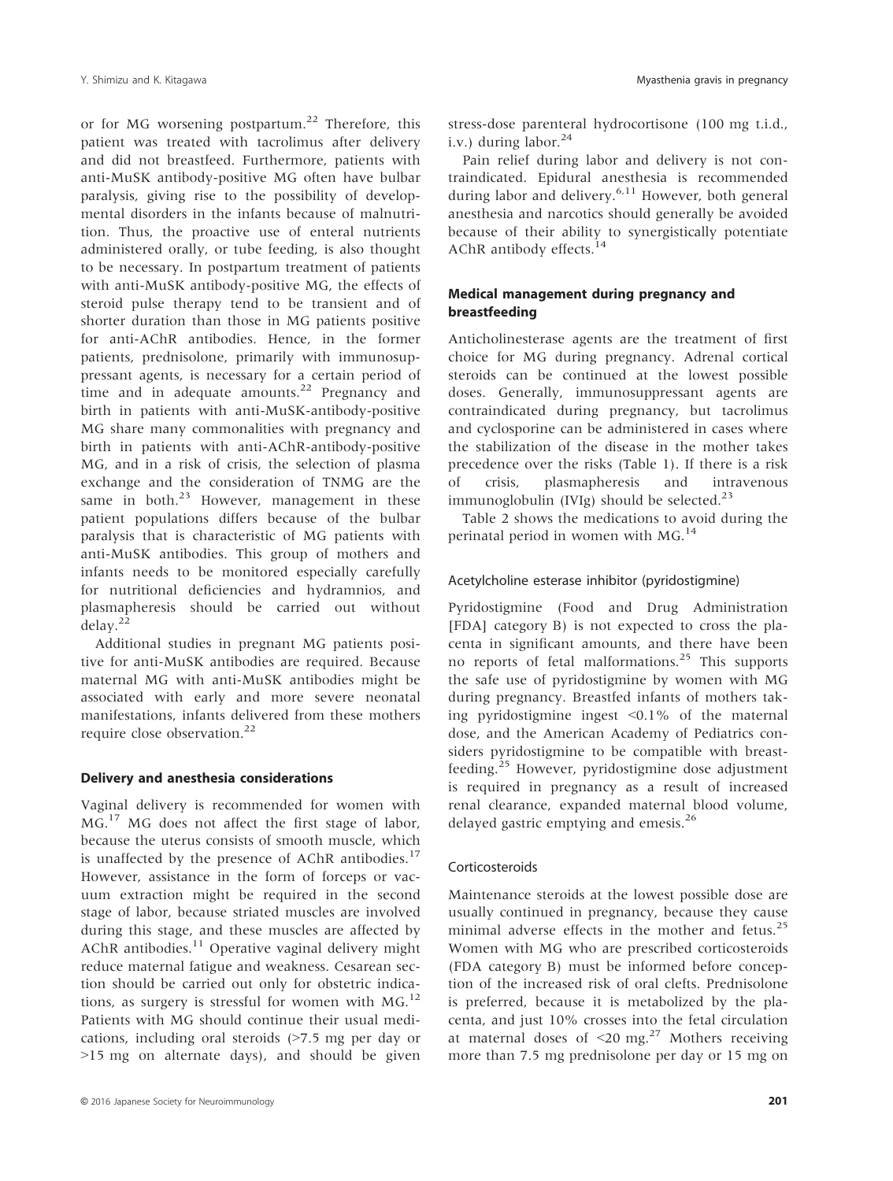or for MG worsening postpartum.[22] Therefore, this patient was treated with tacrolimus after delivery and did not breastfeed. Furthermore, patients with anti-MuSK antibody-positive MG often have bulbar paralysis, giving rise to the possibility of developmental disorders in the infants because of malnutrition. Thus, the proactive use of enteral nutrients administered orally, or tube feeding, is also thought to be necessary. In postpartum treatment of patients with anti-MuSK antibody-positive MG, the effects of steroid pulse therapy tend to be transient and of shorter duration than those in MG patients positive for anti-AChR antibodies. Hence, in the former patients, prednisolone, primarily with immunosuppressant agents, is necessary for a certain period of time and in adequate amounts.[22] Pregnancy and birth in patients with anti-MuSK-antibody-positive MG share many commonalities with pregnancy and birth in patients with anti-AChR-antibody-positive MG, and in a risk of crisis, the selection of plasma exchange and the consideration of TNMG are the same in both.[23] However, management in these patient populations differs because of the bulbar paralysis that is characteristic of MG patients with anti-MuSK antibodies. This group of mothers and infants needs to be monitored especially carefully for nutritional deficiencies and hydramnios, and plasmapheresis should be carried out without delay.[22]

Additional studies in pregnant MG patients positive for anti-MuSK antibodies are required. Because maternal MG with anti-MuSK antibodies might be associated with early and more severe neonatal manifestations, infants delivered from these mothers require close observation.[22]

### Delivery and anesthesia considerations

Vaginal delivery is recommended for women with MG.[17] MG does not affect the first stage of labor, because the uterus consists of smooth muscle, which is unaffected by the presence of AChR antibodies.[17] However, assistance in the form of forceps or vacuum extraction might be required in the second stage of labor, because striated muscles are involved during this stage, and these muscles are affected by AChR antibodies.[11] Operative vaginal delivery might reduce maternal fatigue and weakness. Cesarean section should be carried out only for obstetric indications, as surgery is stressful for women with MG.[12] Patients with MG should continue their usual medications, including oral steroids (>7.5 mg per day or >15 mg on alternate days), and should be given stress-dose parenteral hydrocortisone (100 mg t.i.d., i.v.) during labor.[24]

Pain relief during labor and delivery is not contraindicated. Epidural anesthesia is recommended during labor and delivery.[6,11] However, both general anesthesia and narcotics should generally be avoided because of their ability to synergistically potentiate AChR antibody effects.[14]

### Medical management during pregnancy and breastfeeding

Anticholinesterase agents are the treatment of first choice for MG during pregnancy. Adrenal cortical steroids can be continued at the lowest possible doses. Generally, immunosuppressant agents are contraindicated during pregnancy, but tacrolimus and cyclosporine can be administered in cases where the stabilization of the disease in the mother takes precedence over the risks (Table 1). If there is a risk of crisis, plasmapheresis and intravenous immunoglobulin (IVIg) should be selected.[23]

Table 2 shows the medications to avoid during the perinatal period in women with MG.[14]

#### Acetylcholine esterase inhibitor (pyridostigmine)

Pyridostigmine (Food and Drug Administration [FDA] category B) is not expected to cross the placenta in significant amounts, and there have been no reports of fetal malformations.[25] This supports the safe use of pyridostigmine by women with MG during pregnancy. Breastfed infants of mothers taking pyridostigmine ingest <0.1% of the maternal dose, and the American Academy of Pediatrics considers pyridostigmine to be compatible with breastfeeding.[25] However, pyridostigmine dose adjustment is required in pregnancy as a result of increased renal clearance, expanded maternal blood volume, delayed gastric emptying and emesis.[26]

#### Corticosteroids

Maintenance steroids at the lowest possible dose are usually continued in pregnancy, because they cause minimal adverse effects in the mother and fetus.[25] Women with MG who are prescribed corticosteroids (FDA category B) must be informed before conception of the increased risk of oral clefts. Prednisolone is preferred, because it is metabolized by the placenta, and just 10% crosses into the fetal circulation at maternal doses of <20 mg.[27] Mothers receiving more than 7.5 mg prednisolone per day or 15 mg on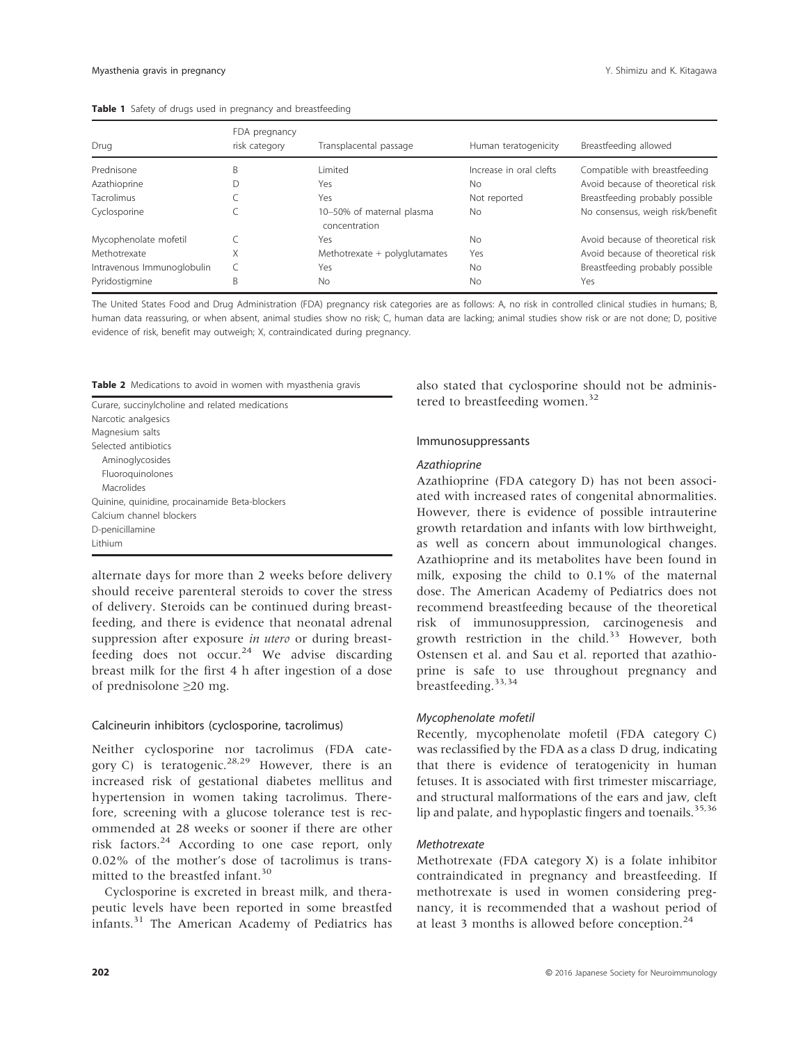**Table 1** Safety of drugs used in pregnancy and breastfeeding

| Drug | FDA pregnancy risk category | Transplacental passage | Human teratogenicity | Breastfeeding allowed |
|---|---|---|---|---|
| Prednisone | B | Limited | Increase in oral clefts | Compatible with breastfeeding |
| Azathioprine | D | Yes | No | Avoid because of theoretical risk |
| Tacrolimus | C | Yes | Not reported | Breastfeeding probably possible |
| Cyclosporine | C | 10–50% of maternal plasma concentration | No | No consensus, weigh risk/benefit |
| Mycophenolate mofetil | C | Yes | No | Avoid because of theoretical risk |
| Methotrexate | X | Methotrexate + polyglutamates | Yes | Avoid because of theoretical risk |
| Intravenous Immunoglobulin | C | Yes | No | Breastfeeding probably possible |
| Pyridostigmine | B | No | No | Yes |

The United States Food and Drug Administration (FDA) pregnancy risk categories are as follows: A, no risk in controlled clinical studies in humans; B, human data reassuring, or when absent, animal studies show no risk; C, human data are lacking; animal studies show risk or are not done; D, positive evidence of risk, benefit may outweigh; X, contraindicated during pregnancy.

**Table 2** Medications to avoid in women with myasthenia gravis

| |
|---|
| Curare, succinylcholine and related medications |
| Narcotic analgesics |
| Magnesium salts |
| Selected antibiotics |
| Aminoglycosides |
| Fluoroquinolones |
| Macrolides |
| Quinine, quinidine, procainamide Beta-blockers |
| Calcium channel blockers |
| D-penicillamine |
| Lithium |

alternate days for more than 2 weeks before delivery should receive parenteral steroids to cover the stress of delivery. Steroids can be continued during breastfeeding, and there is evidence that neonatal adrenal suppression after exposure *in utero* or during breastfeeding does not occur.[24] We advise discarding breast milk for the first 4 h after ingestion of a dose of prednisolone ≥20 mg.

### Calcineurin inhibitors (cyclosporine, tacrolimus)

Neither cyclosporine nor tacrolimus (FDA category C) is teratogenic.[28,29] However, there is an increased risk of gestational diabetes mellitus and hypertension in women taking tacrolimus. Therefore, screening with a glucose tolerance test is recommended at 28 weeks or sooner if there are other risk factors.[24] According to one case report, only 0.02% of the mother's dose of tacrolimus is transmitted to the breastfed infant.[30]

Cyclosporine is excreted in breast milk, and therapeutic levels have been reported in some breastfed infants.[31] The American Academy of Pediatrics has also stated that cyclosporine should not be administered to breastfeeding women.[32]

### Immunosuppressants

#### *Azathioprine*

Azathioprine (FDA category D) has not been associated with increased rates of congenital abnormalities. However, there is evidence of possible intrauterine growth retardation and infants with low birthweight, as well as concern about immunological changes. Azathioprine and its metabolites have been found in milk, exposing the child to 0.1% of the maternal dose. The American Academy of Pediatrics does not recommend breastfeeding because of the theoretical risk of immunosuppression, carcinogenesis and growth restriction in the child.[33] However, both Ostensen et al. and Sau et al. reported that azathioprine is safe to use throughout pregnancy and breastfeeding.[33,34]

#### *Mycophenolate mofetil*

Recently, mycophenolate mofetil (FDA category C) was reclassified by the FDA as a class D drug, indicating that there is evidence of teratogenicity in human fetuses. It is associated with first trimester miscarriage, and structural malformations of the ears and jaw, cleft lip and palate, and hypoplastic fingers and toenails.[35,36]

#### *Methotrexate*

Methotrexate (FDA category X) is a folate inhibitor contraindicated in pregnancy and breastfeeding. If methotrexate is used in women considering pregnancy, it is recommended that a washout period of at least 3 months is allowed before conception.[24]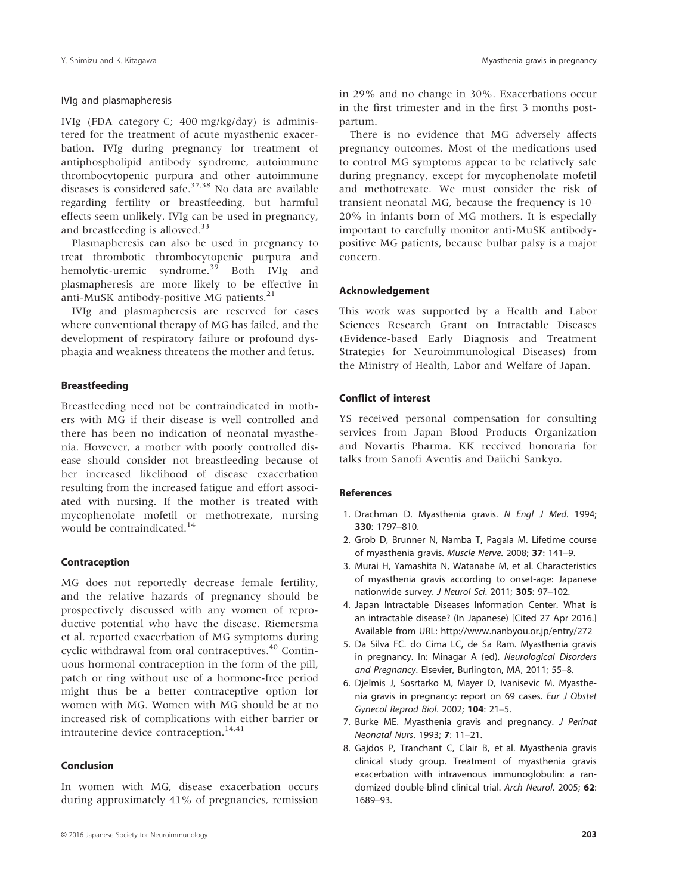### IVIg and plasmapheresis

IVIg (FDA category C; 400 mg/kg/day) is administered for the treatment of acute myasthenic exacerbation. IVIg during pregnancy for treatment of antiphospholipid antibody syndrome, autoimmune thrombocytopenic purpura and other autoimmune diseases is considered safe.[37,38] No data are available regarding fertility or breastfeeding, but harmful effects seem unlikely. IVIg can be used in pregnancy, and breastfeeding is allowed.[33]

Plasmapheresis can also be used in pregnancy to treat thrombotic thrombocytopenic purpura and hemolytic-uremic syndrome.[39] Both IVIg and plasmapheresis are more likely to be effective in anti-MuSK antibody-positive MG patients.[21]

IVIg and plasmapheresis are reserved for cases where conventional therapy of MG has failed, and the development of respiratory failure or profound dysphagia and weakness threatens the mother and fetus.

## Breastfeeding

Breastfeeding need not be contraindicated in mothers with MG if their disease is well controlled and there has been no indication of neonatal myasthenia. However, a mother with poorly controlled disease should consider not breastfeeding because of her increased likelihood of disease exacerbation resulting from the increased fatigue and effort associated with nursing. If the mother is treated with mycophenolate mofetil or methotrexate, nursing would be contraindicated.[14]

## Contraception

MG does not reportedly decrease female fertility, and the relative hazards of pregnancy should be prospectively discussed with any women of reproductive potential who have the disease. Riemersma et al. reported exacerbation of MG symptoms during cyclic withdrawal from oral contraceptives.[40] Continuous hormonal contraception in the form of the pill, patch or ring without use of a hormone-free period might thus be a better contraceptive option for women with MG. Women with MG should be at no increased risk of complications with either barrier or intrauterine device contraception.[14,41]

## Conclusion

In women with MG, disease exacerbation occurs during approximately 41% of pregnancies, remission in 29% and no change in 30%. Exacerbations occur in the first trimester and in the first 3 months postpartum.

There is no evidence that MG adversely affects pregnancy outcomes. Most of the medications used to control MG symptoms appear to be relatively safe during pregnancy, except for mycophenolate mofetil and methotrexate. We must consider the risk of transient neonatal MG, because the frequency is 10–20% in infants born of MG mothers. It is especially important to carefully monitor anti-MuSK antibody-positive MG patients, because bulbar palsy is a major concern.

## Acknowledgement

This work was supported by a Health and Labor Sciences Research Grant on Intractable Diseases (Evidence-based Early Diagnosis and Treatment Strategies for Neuroimmunological Diseases) from the Ministry of Health, Labor and Welfare of Japan.

## Conflict of interest

YS received personal compensation for consulting services from Japan Blood Products Organization and Novartis Pharma. KK received honoraria for talks from Sanofi Aventis and Daiichi Sankyo.

## References

1. Drachman D. Myasthenia gravis. *N Engl J Med*. 1994; **330**: 1797–810.
2. Grob D, Brunner N, Namba T, Pagala M. Lifetime course of myasthenia gravis. *Muscle Nerve*. 2008; **37**: 141–9.
3. Murai H, Yamashita N, Watanabe M, et al. Characteristics of myasthenia gravis according to onset-age: Japanese nationwide survey. *J Neurol Sci*. 2011; **305**: 97–102.
4. Japan Intractable Diseases Information Center. What is an intractable disease? (In Japanese) [Cited 27 Apr 2016.] Available from URL: http://www.nanbyou.or.jp/entry/272
5. Da Silva FC. do Cima LC, de Sa Ram. Myasthenia gravis in pregnancy. In: Minagar A (ed). *Neurological Disorders and Pregnancy*. Elsevier, Burlington, MA, 2011; 55–8.
6. Djelmis J, Sosrtarko M, Mayer D, Ivanisevic M. Myasthenia gravis in pregnancy: report on 69 cases. *Eur J Obstet Gynecol Reprod Biol*. 2002; **104**: 21–5.
7. Burke ME. Myasthenia gravis and pregnancy. *J Perinat Neonatal Nurs*. 1993; **7**: 11–21.
8. Gajdos P, Tranchant C, Clair B, et al. Myasthenia gravis clinical study group. Treatment of myasthenia gravis exacerbation with intravenous immunoglobulin: a randomized double-blind clinical trial. *Arch Neurol*. 2005; **62**: 1689–93.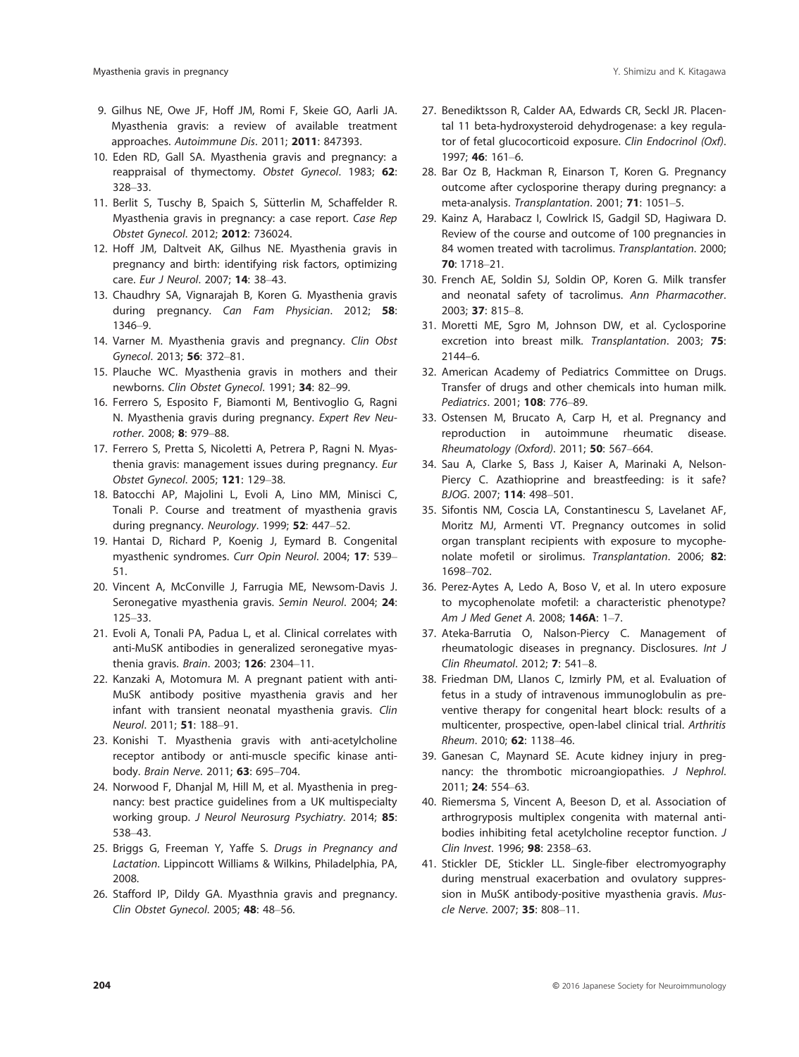9. Gilhus NE, Owe JF, Hoff JM, Romi F, Skeie GO, Aarli JA. Myasthenia gravis: a review of available treatment approaches. *Autoimmune Dis*. 2011; **2011**: 847393.
10. Eden RD, Gall SA. Myasthenia gravis and pregnancy: a reappraisal of thymectomy. *Obstet Gynecol*. 1983; **62**: 328–33.
11. Berlit S, Tuschy B, Spaich S, Sütterlin M, Schaffelder R. Myasthenia gravis in pregnancy: a case report. *Case Rep Obstet Gynecol*. 2012; **2012**: 736024.
12. Hoff JM, Daltveit AK, Gilhus NE. Myasthenia gravis in pregnancy and birth: identifying risk factors, optimizing care. *Eur J Neurol*. 2007; **14**: 38–43.
13. Chaudhry SA, Vignarajah B, Koren G. Myasthenia gravis during pregnancy. *Can Fam Physician*. 2012; **58**: 1346–9.
14. Varner M. Myasthenia gravis and pregnancy. *Clin Obst Gynecol*. 2013; **56**: 372–81.
15. Plauche WC. Myasthenia gravis in mothers and their newborns. *Clin Obstet Gynecol*. 1991; **34**: 82–99.
16. Ferrero S, Esposito F, Biamonti M, Bentivoglio G, Ragni N. Myasthenia gravis during pregnancy. *Expert Rev Neurother*. 2008; **8**: 979–88.
17. Ferrero S, Pretta S, Nicoletti A, Petrera P, Ragni N. Myasthenia gravis: management issues during pregnancy. *Eur Obstet Gynecol*. 2005; **121**: 129–38.
18. Batocchi AP, Majolini L, Evoli A, Lino MM, Minisci C, Tonali P. Course and treatment of myasthenia gravis during pregnancy. *Neurology*. 1999; **52**: 447–52.
19. Hantai D, Richard P, Koenig J, Eymard B. Congenital myasthenic syndromes. *Curr Opin Neurol*. 2004; **17**: 539–51.
20. Vincent A, McConville J, Farrugia ME, Newsom-Davis J. Seronegative myasthenia gravis. *Semin Neurol*. 2004; **24**: 125–33.
21. Evoli A, Tonali PA, Padua L, et al. Clinical correlates with anti-MuSK antibodies in generalized seronegative myasthenia gravis. *Brain*. 2003; **126**: 2304–11.
22. Kanzaki A, Motomura M. A pregnant patient with anti-MuSK antibody positive myasthenia gravis and her infant with transient neonatal myasthenia gravis. *Clin Neurol*. 2011; **51**: 188–91.
23. Konishi T. Myasthenia gravis with anti-acetylcholine receptor antibody or anti-muscle specific kinase antibody. *Brain Nerve*. 2011; **63**: 695–704.
24. Norwood F, Dhanjal M, Hill M, et al. Myasthenia in pregnancy: best practice guidelines from a UK multispecialty working group. *J Neurol Neurosurg Psychiatry*. 2014; **85**: 538–43.
25. Briggs G, Freeman Y, Yaffe S. *Drugs in Pregnancy and Lactation*. Lippincott Williams & Wilkins, Philadelphia, PA, 2008.
26. Stafford IP, Dildy GA. Myasthnia gravis and pregnancy. *Clin Obstet Gynecol*. 2005; **48**: 48–56.
27. Benediktsson R, Calder AA, Edwards CR, Seckl JR. Placental 11 beta-hydroxysteroid dehydrogenase: a key regulator of fetal glucocorticoid exposure. *Clin Endocrinol (Oxf)*. 1997; **46**: 161–6.
28. Bar Oz B, Hackman R, Einarson T, Koren G. Pregnancy outcome after cyclosporine therapy during pregnancy: a meta-analysis. *Transplantation*. 2001; **71**: 1051–5.
29. Kainz A, Harabacz I, Cowlrick IS, Gadgil SD, Hagiwara D. Review of the course and outcome of 100 pregnancies in 84 women treated with tacrolimus. *Transplantation*. 2000; **70**: 1718–21.
30. French AE, Soldin SJ, Soldin OP, Koren G. Milk transfer and neonatal safety of tacrolimus. *Ann Pharmacother*. 2003; **37**: 815–8.
31. Moretti ME, Sgro M, Johnson DW, et al. Cyclosporine excretion into breast milk. *Transplantation*. 2003; **75**: 2144–6.
32. American Academy of Pediatrics Committee on Drugs. Transfer of drugs and other chemicals into human milk. *Pediatrics*. 2001; **108**: 776–89.
33. Ostensen M, Brucato A, Carp H, et al. Pregnancy and reproduction in autoimmune rheumatic disease. *Rheumatology (Oxford)*. 2011; **50**: 567–664.
34. Sau A, Clarke S, Bass J, Kaiser A, Marinaki A, Nelson-Piercy C. Azathioprine and breastfeeding: is it safe? *BJOG*. 2007; **114**: 498–501.
35. Sifontis NM, Coscia LA, Constantinescu S, Lavelanet AF, Moritz MJ, Armenti VT. Pregnancy outcomes in solid organ transplant recipients with exposure to mycophenolate mofetil or sirolimus. *Transplantation*. 2006; **82**: 1698–702.
36. Perez-Aytes A, Ledo A, Boso V, et al. In utero exposure to mycophenolate mofetil: a characteristic phenotype? *Am J Med Genet A*. 2008; **146A**: 1–7.
37. Ateka-Barrutia O, Nalson-Piercy C. Management of rheumatologic diseases in pregnancy. Disclosures. *Int J Clin Rheumatol*. 2012; **7**: 541–8.
38. Friedman DM, Llanos C, Izmirly PM, et al. Evaluation of fetus in a study of intravenous immunoglobulin as preventive therapy for congenital heart block: results of a multicenter, prospective, open-label clinical trial. *Arthritis Rheum*. 2010; **62**: 1138–46.
39. Ganesan C, Maynard SE. Acute kidney injury in pregnancy: the thrombotic microangiopathies. *J Nephrol*. 2011; **24**: 554–63.
40. Riemersma S, Vincent A, Beeson D, et al. Association of arthrogryposis multiplex congenita with maternal antibodies inhibiting fetal acetylcholine receptor function. *J Clin Invest*. 1996; **98**: 2358–63.
41. Stickler DE, Stickler LL. Single-fiber electromyography during menstrual exacerbation and ovulatory suppression in MuSK antibody-positive myasthenia gravis. *Muscle Nerve*. 2007; **35**: 808–11.